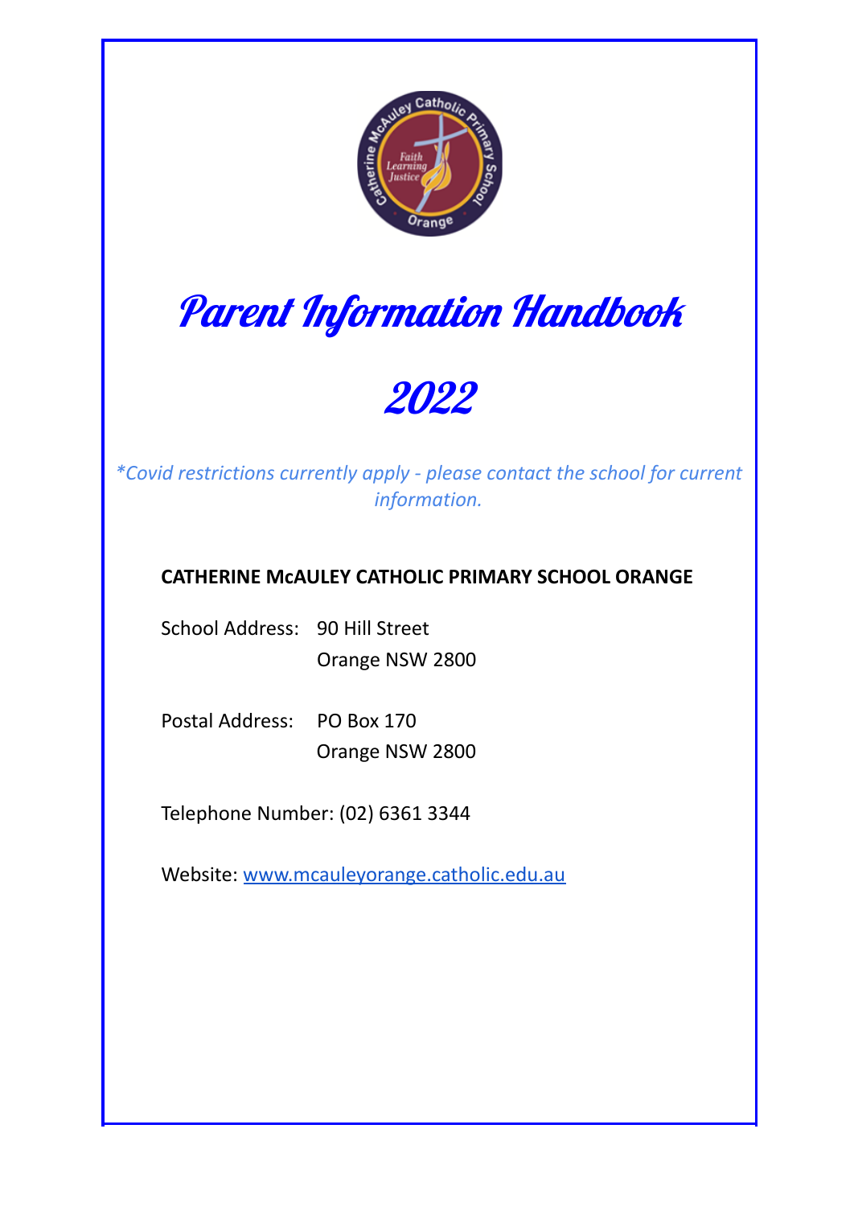# Parent Information Handbook

# 2022

*\*Covid restrictions currently apply - please contact the school for current information.*

**CATHERINE McAULEY CATHOLIC PRIMARY SCHOOL ORANGE**

School Address: 90 Hill Street
Orange NSW 2800

Postal Address: PO Box 170
Orange NSW 2800

Telephone Number: (02) 6361 3344

Website: [www.mcauleyorange.catholic.edu.au](http://www.mcauleyorange.catholic.edu.au)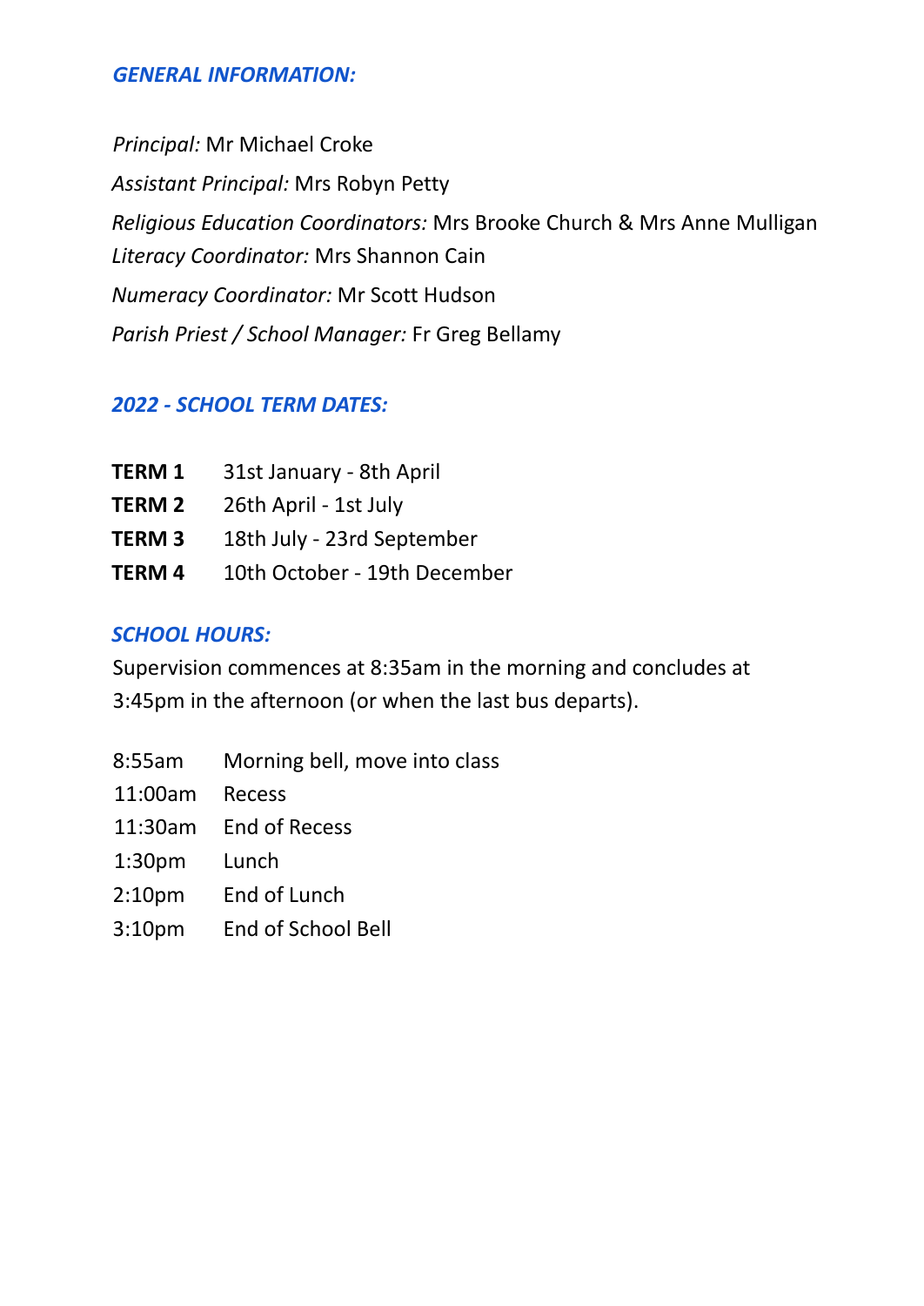## *GENERAL INFORMATION:*

*Principal:* Mr Michael Croke

*Assistant Principal:* Mrs Robyn Petty

*Religious Education Coordinators:* Mrs Brooke Church & Mrs Anne Mulligan

*Literacy Coordinator:* Mrs Shannon Cain

*Numeracy Coordinator:* Mr Scott Hudson

*Parish Priest / School Manager:* Fr Greg Bellamy

## *2022 - SCHOOL TERM DATES:*

| | |
|---|---|
| **TERM 1** | 31st January - 8th April |
| **TERM 2** | 26th April - 1st July |
| **TERM 3** | 18th July - 23rd September |
| **TERM 4** | 10th October - 19th December |

## *SCHOOL HOURS:*

Supervision commences at 8:35am in the morning and concludes at 3:45pm in the afternoon (or when the last bus departs).

| | |
|---|---|
| 8:55am | Morning bell, move into class |
| 11:00am | Recess |
| 11:30am | End of Recess |
| 1:30pm | Lunch |
| 2:10pm | End of Lunch |
| 3:10pm | End of School Bell |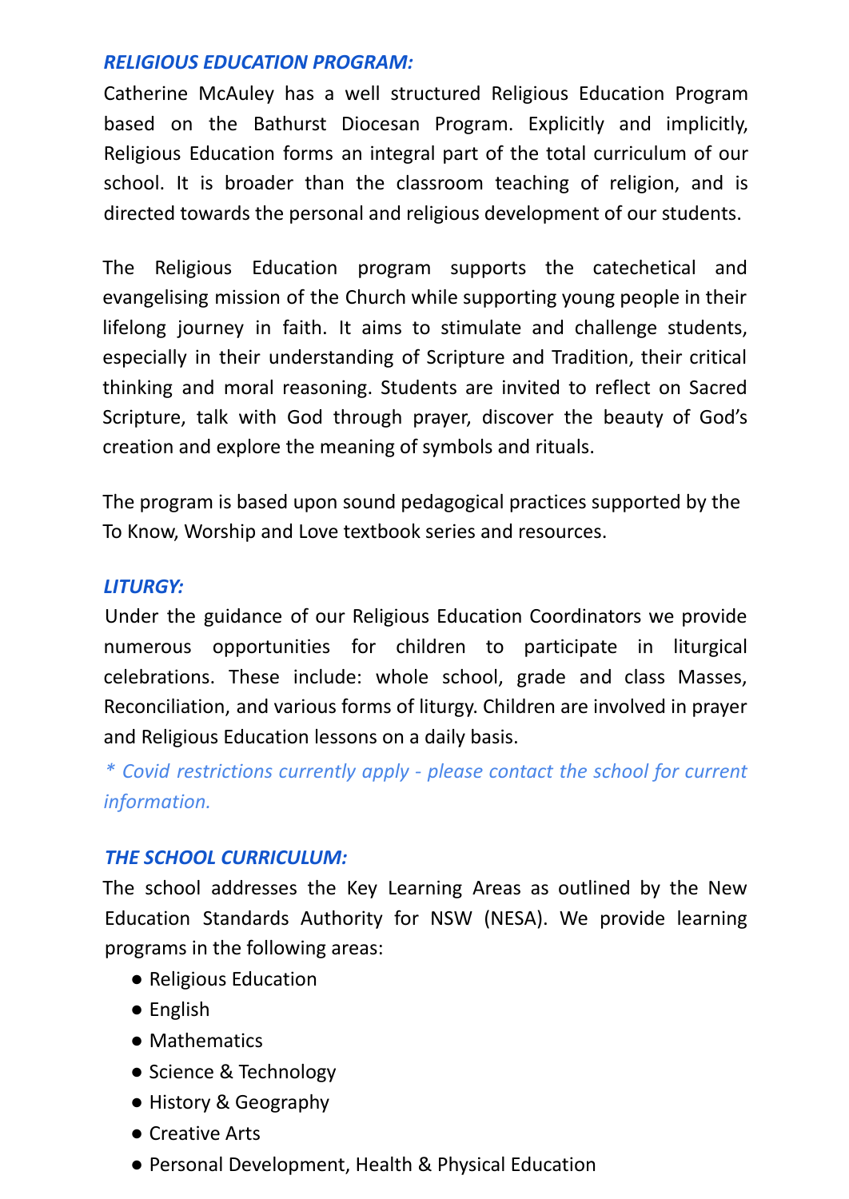### *RELIGIOUS EDUCATION PROGRAM:*

Catherine McAuley has a well structured Religious Education Program based on the Bathurst Diocesan Program. Explicitly and implicitly, Religious Education forms an integral part of the total curriculum of our school. It is broader than the classroom teaching of religion, and is directed towards the personal and religious development of our students.

The Religious Education program supports the catechetical and evangelising mission of the Church while supporting young people in their lifelong journey in faith. It aims to stimulate and challenge students, especially in their understanding of Scripture and Tradition, their critical thinking and moral reasoning. Students are invited to reflect on Sacred Scripture, talk with God through prayer, discover the beauty of God's creation and explore the meaning of symbols and rituals.

The program is based upon sound pedagogical practices supported by the To Know, Worship and Love textbook series and resources.

### *LITURGY:*

Under the guidance of our Religious Education Coordinators we provide numerous opportunities for children to participate in liturgical celebrations. These include: whole school, grade and class Masses, Reconciliation, and various forms of liturgy. Children are involved in prayer and Religious Education lessons on a daily basis.

*\* Covid restrictions currently apply - please contact the school for current information.*

### *THE SCHOOL CURRICULUM:*

The school addresses the Key Learning Areas as outlined by the New Education Standards Authority for NSW (NESA). We provide learning programs in the following areas:

- Religious Education
- English
- Mathematics
- Science & Technology
- History & Geography
- Creative Arts
- Personal Development, Health & Physical Education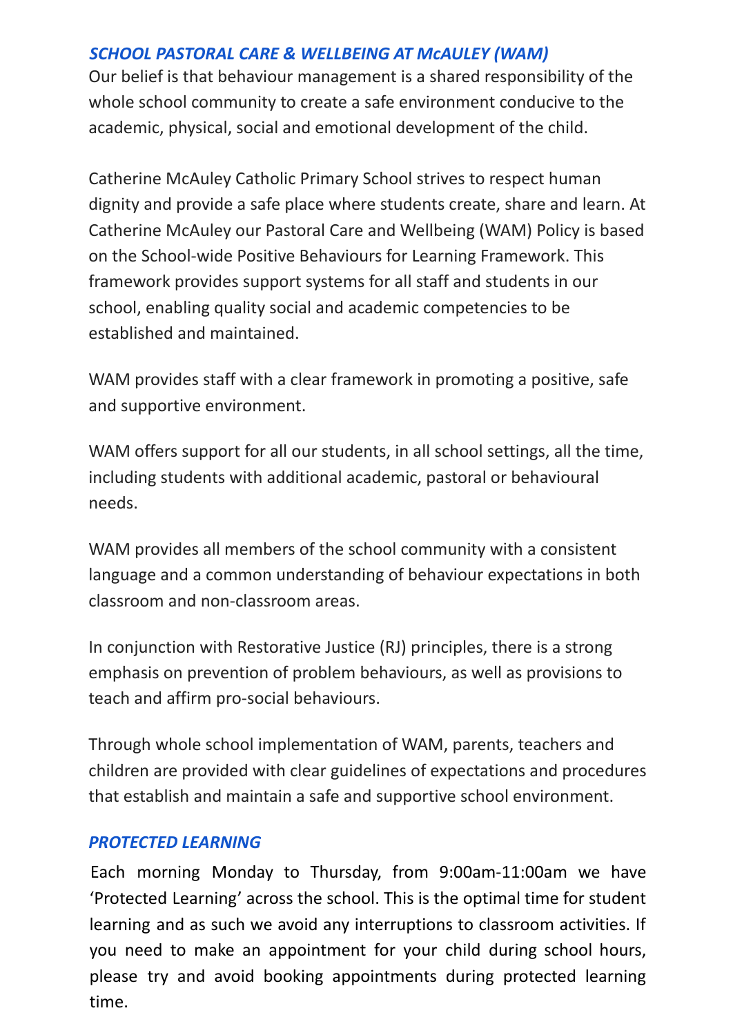## *SCHOOL PASTORAL CARE & WELLBEING AT McAULEY (WAM)*

Our belief is that behaviour management is a shared responsibility of the whole school community to create a safe environment conducive to the academic, physical, social and emotional development of the child.

Catherine McAuley Catholic Primary School strives to respect human dignity and provide a safe place where students create, share and learn. At Catherine McAuley our Pastoral Care and Wellbeing (WAM) Policy is based on the School-wide Positive Behaviours for Learning Framework. This framework provides support systems for all staff and students in our school, enabling quality social and academic competencies to be established and maintained.

WAM provides staff with a clear framework in promoting a positive, safe and supportive environment.

WAM offers support for all our students, in all school settings, all the time, including students with additional academic, pastoral or behavioural needs.

WAM provides all members of the school community with a consistent language and a common understanding of behaviour expectations in both classroom and non-classroom areas.

In conjunction with Restorative Justice (RJ) principles, there is a strong emphasis on prevention of problem behaviours, as well as provisions to teach and affirm pro-social behaviours.

Through whole school implementation of WAM, parents, teachers and children are provided with clear guidelines of expectations and procedures that establish and maintain a safe and supportive school environment.

## *PROTECTED LEARNING*

Each morning Monday to Thursday, from 9:00am-11:00am we have 'Protected Learning' across the school. This is the optimal time for student learning and as such we avoid any interruptions to classroom activities. If you need to make an appointment for your child during school hours, please try and avoid booking appointments during protected learning time.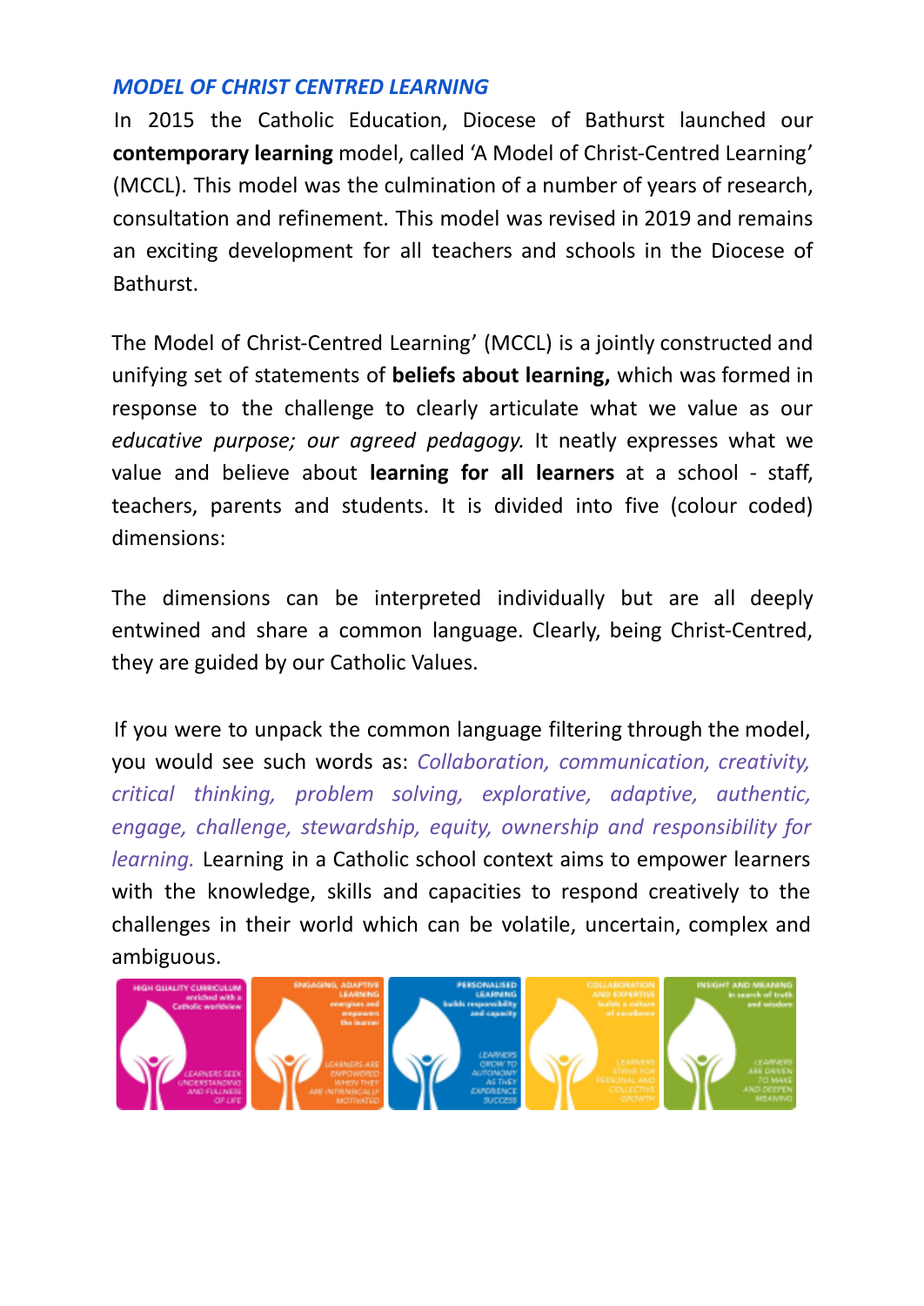*MODEL OF CHRIST CENTRED LEARNING*

In 2015 the Catholic Education, Diocese of Bathurst launched our **contemporary learning** model, called 'A Model of Christ-Centred Learning' (MCCL). This model was the culmination of a number of years of research, consultation and refinement. This model was revised in 2019 and remains an exciting development for all teachers and schools in the Diocese of Bathurst.

The Model of Christ-Centred Learning' (MCCL) is a jointly constructed and unifying set of statements of **beliefs about learning,** which was formed in response to the challenge to clearly articulate what we value as our *educative purpose; our agreed pedagogy.* It neatly expresses what we value and believe about **learning for all learners** at a school - staff, teachers, parents and students. It is divided into five (colour coded) dimensions:

The dimensions can be interpreted individually but are all deeply entwined and share a common language. Clearly, being Christ-Centred, they are guided by our Catholic Values.

If you were to unpack the common language filtering through the model, you would see such words as: *Collaboration, communication, creativity, critical thinking, problem solving, explorative, adaptive, authentic, engage, challenge, stewardship, equity, ownership and responsibility for learning.* Learning in a Catholic school context aims to empower learners with the knowledge, skills and capacities to respond creatively to the challenges in their world which can be volatile, uncertain, complex and ambiguous.

- **HIGH QUALITY CURRICULUM** enriched with a Catholic worldview – LEARNERS SEEK UNDERSTANDING AND FULLNESS OF LIFE
- **ENGAGING, ADAPTIVE LEARNING** energises and empowers the learner – LEARNERS ARE EMPOWERED WHEN THEY ARE INTRINSICALLY MOTIVATED
- **PERSONALISED LEARNING** builds responsibility and capacity – LEARNERS GROW TO AUTONOMY AS THEY EXPERIENCE SUCCESS
- **COLLABORATION AND EXPERTISE** builds a culture of excellence – LEARNERS STRIVE FOR PERSONAL AND COLLECTIVE GROWTH
- **INSIGHT AND MEANING** in search of truth and wisdom – LEARNERS ARE DRIVEN TO MAKE AND DEEPEN MEANING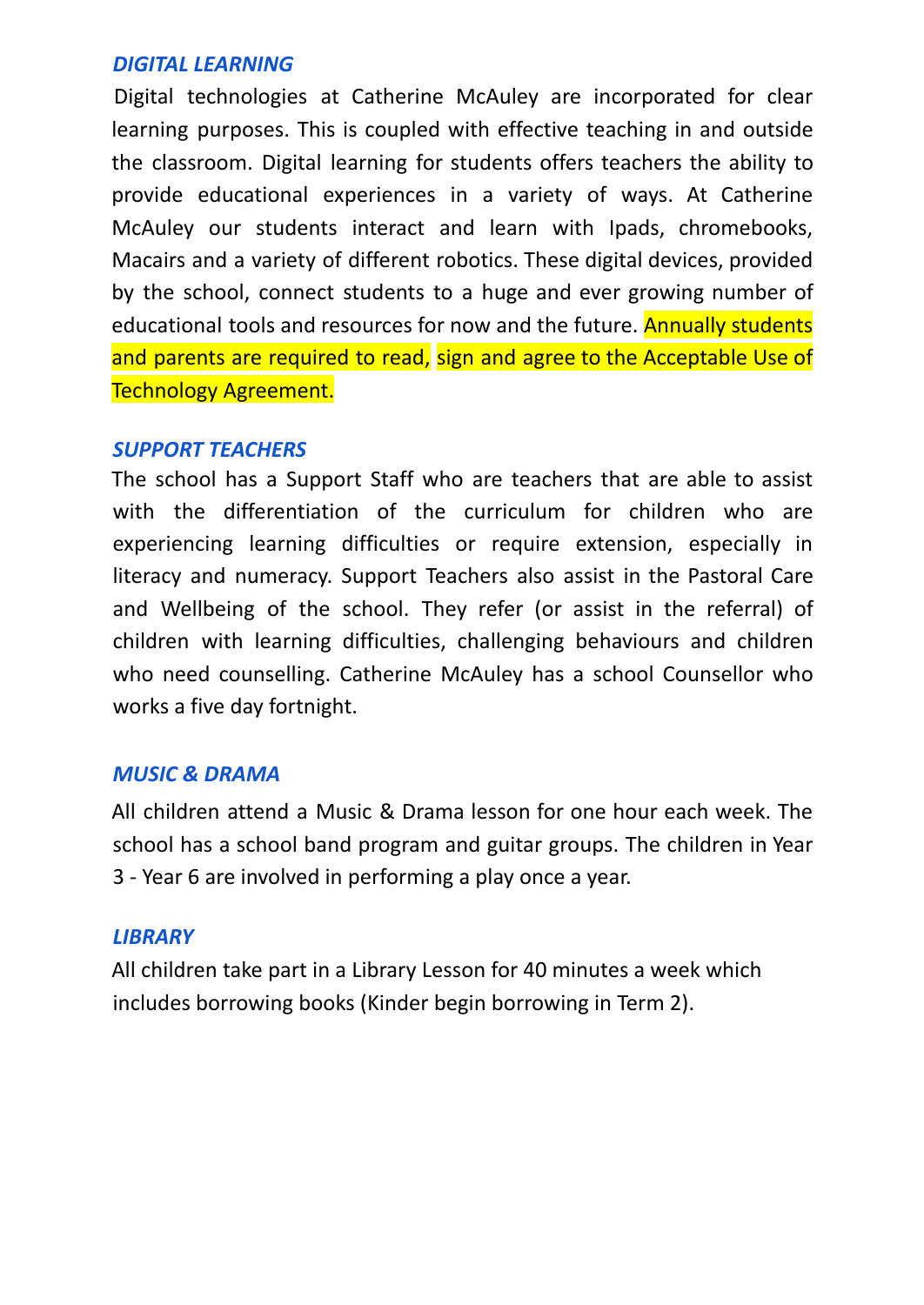### *DIGITAL LEARNING*

Digital technologies at Catherine McAuley are incorporated for clear learning purposes. This is coupled with effective teaching in and outside the classroom. Digital learning for students offers teachers the ability to provide educational experiences in a variety of ways. At Catherine McAuley our students interact and learn with Ipads, chromebooks, Macairs and a variety of different robotics. These digital devices, provided by the school, connect students to a huge and ever growing number of educational tools and resources for now and the future. Annually students and parents are required to read, sign and agree to the Acceptable Use of Technology Agreement.

### *SUPPORT TEACHERS*

The school has a Support Staff who are teachers that are able to assist with the differentiation of the curriculum for children who are experiencing learning difficulties or require extension, especially in literacy and numeracy. Support Teachers also assist in the Pastoral Care and Wellbeing of the school. They refer (or assist in the referral) of children with learning difficulties, challenging behaviours and children who need counselling. Catherine McAuley has a school Counsellor who works a five day fortnight.

### *MUSIC & DRAMA*

All children attend a Music & Drama lesson for one hour each week. The school has a school band program and guitar groups. The children in Year 3 - Year 6 are involved in performing a play once a year.

### *LIBRARY*

All children take part in a Library Lesson for 40 minutes a week which includes borrowing books (Kinder begin borrowing in Term 2).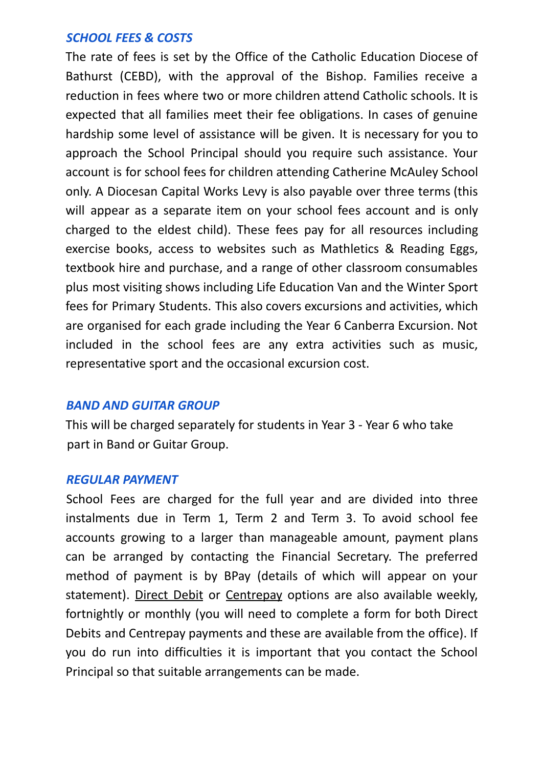### *SCHOOL FEES & COSTS*

The rate of fees is set by the Office of the Catholic Education Diocese of Bathurst (CEBD), with the approval of the Bishop. Families receive a reduction in fees where two or more children attend Catholic schools. It is expected that all families meet their fee obligations. In cases of genuine hardship some level of assistance will be given. It is necessary for you to approach the School Principal should you require such assistance. Your account is for school fees for children attending Catherine McAuley School only. A Diocesan Capital Works Levy is also payable over three terms (this will appear as a separate item on your school fees account and is only charged to the eldest child). These fees pay for all resources including exercise books, access to websites such as Mathletics & Reading Eggs, textbook hire and purchase, and a range of other classroom consumables plus most visiting shows including Life Education Van and the Winter Sport fees for Primary Students. This also covers excursions and activities, which are organised for each grade including the Year 6 Canberra Excursion. Not included in the school fees are any extra activities such as music, representative sport and the occasional excursion cost.

### *BAND AND GUITAR GROUP*

This will be charged separately for students in Year 3 - Year 6 who take part in Band or Guitar Group.

### *REGULAR PAYMENT*

School Fees are charged for the full year and are divided into three instalments due in Term 1, Term 2 and Term 3. To avoid school fee accounts growing to a larger than manageable amount, payment plans can be arranged by contacting the Financial Secretary. The preferred method of payment is by BPay (details of which will appear on your statement). Direct Debit or Centrepay options are also available weekly, fortnightly or monthly (you will need to complete a form for both Direct Debits and Centrepay payments and these are available from the office). If you do run into difficulties it is important that you contact the School Principal so that suitable arrangements can be made.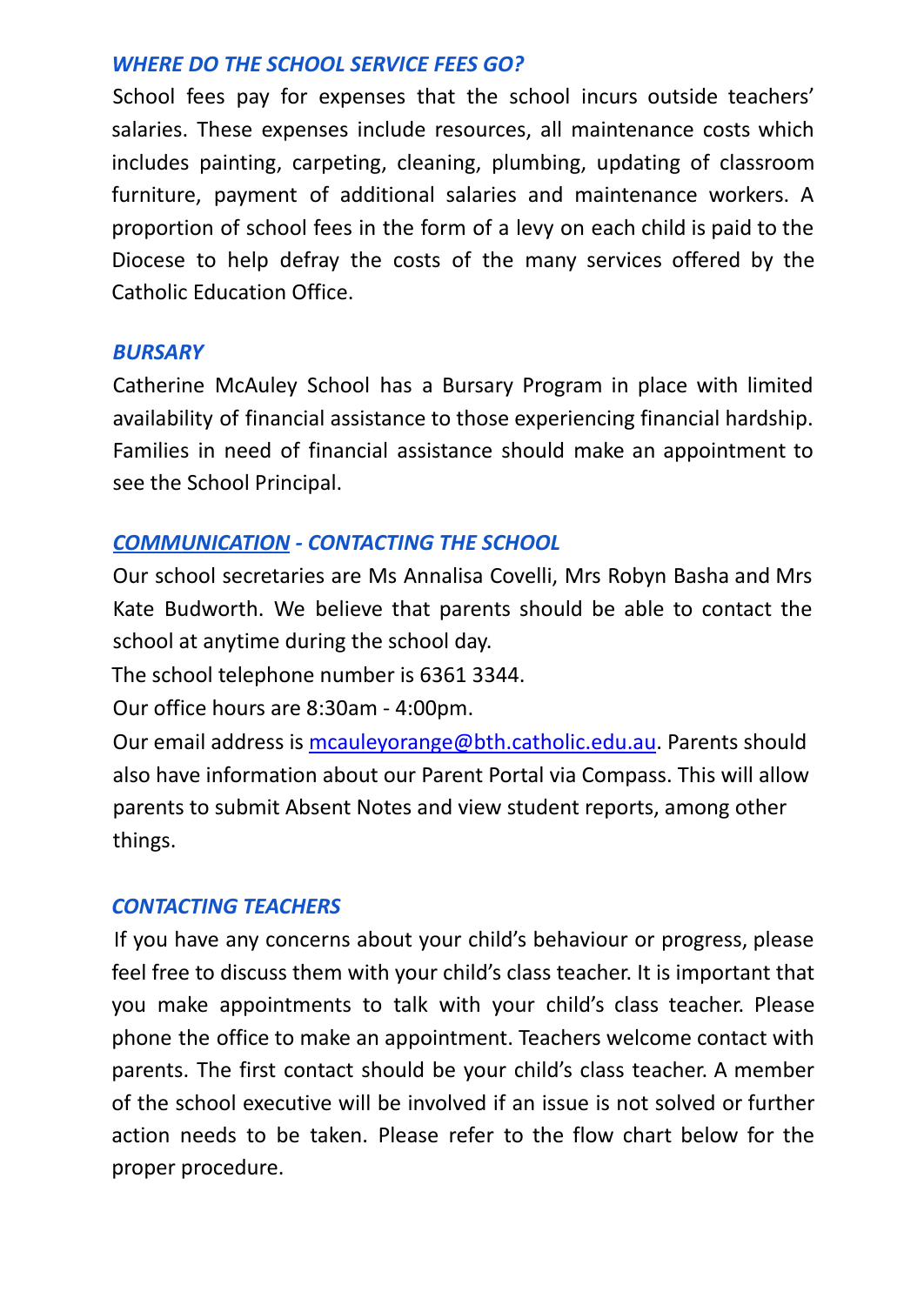### *WHERE DO THE SCHOOL SERVICE FEES GO?*

School fees pay for expenses that the school incurs outside teachers' salaries. These expenses include resources, all maintenance costs which includes painting, carpeting, cleaning, plumbing, updating of classroom furniture, payment of additional salaries and maintenance workers. A proportion of school fees in the form of a levy on each child is paid to the Diocese to help defray the costs of the many services offered by the Catholic Education Office.

### *BURSARY*

Catherine McAuley School has a Bursary Program in place with limited availability of financial assistance to those experiencing financial hardship. Families in need of financial assistance should make an appointment to see the School Principal.

### *COMMUNICATION - CONTACTING THE SCHOOL*

Our school secretaries are Ms Annalisa Covelli, Mrs Robyn Basha and Mrs Kate Budworth. We believe that parents should be able to contact the school at anytime during the school day.

The school telephone number is 6361 3344.

Our office hours are 8:30am - 4:00pm.

Our email address is mcauleyorange@bth.catholic.edu.au. Parents should also have information about our Parent Portal via Compass. This will allow parents to submit Absent Notes and view student reports, among other things.

### *CONTACTING TEACHERS*

If you have any concerns about your child's behaviour or progress, please feel free to discuss them with your child's class teacher. It is important that you make appointments to talk with your child's class teacher. Please phone the office to make an appointment. Teachers welcome contact with parents. The first contact should be your child's class teacher. A member of the school executive will be involved if an issue is not solved or further action needs to be taken. Please refer to the flow chart below for the proper procedure.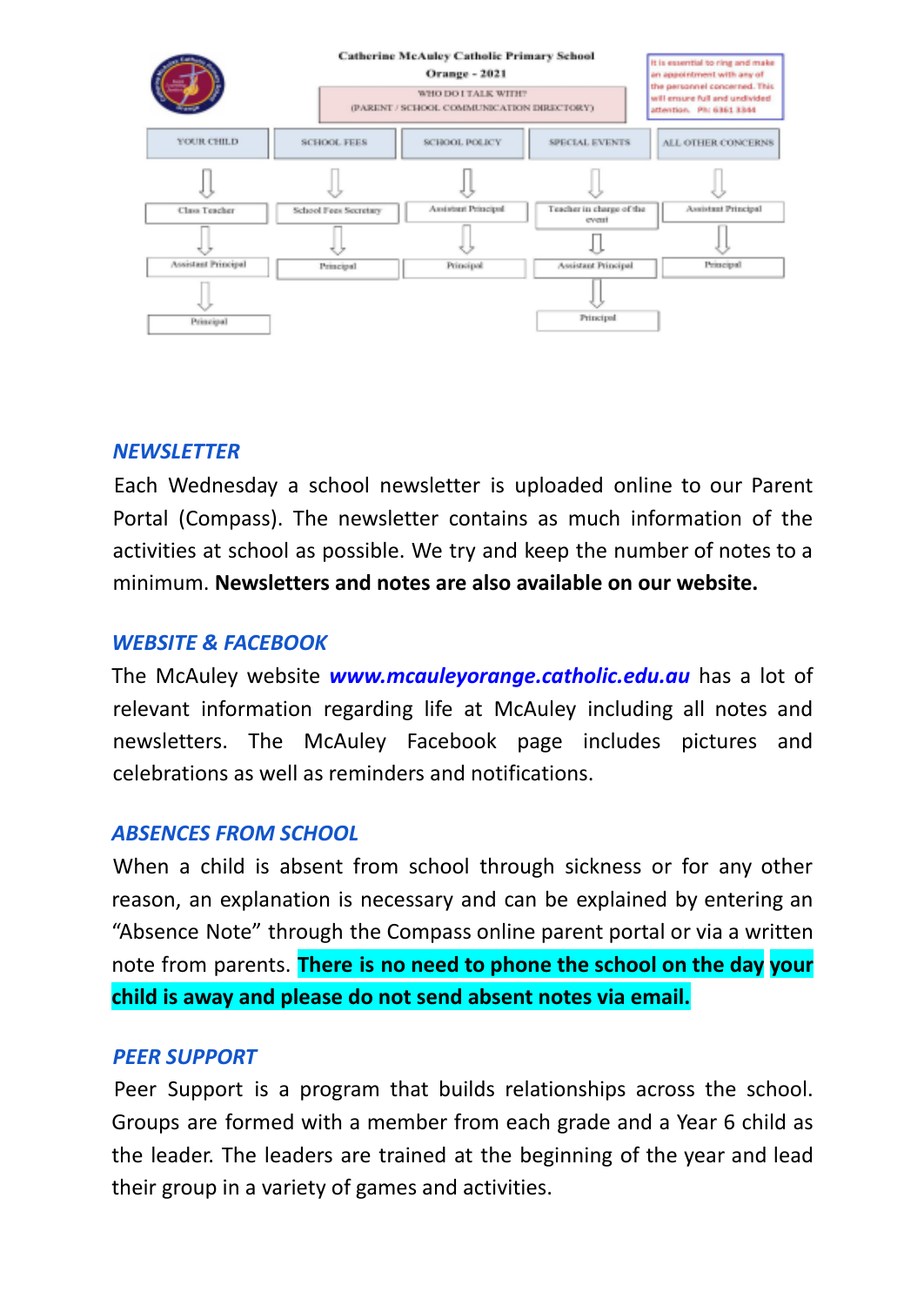**Catherine McAuley Catholic Primary School**
**Orange - 2021**

WHO DO I TALK WITH?
(PARENT / SCHOOL COMMUNICATION DIRECTORY)

It is essential to ring and make an appointment with any of the personnel concerned. This will ensure full and undivided attention. Ph: 6361 3344

| YOUR CHILD | SCHOOL FEES | SCHOOL POLICY | SPECIAL EVENTS | ALL OTHER CONCERNS |
|---|---|---|---|---|
| Class Teacher | School Fees Secretary | Assistant Principal | Teacher in charge of the event | Assistant Principal |
| Assistant Principal | Principal | Principal | Assistant Principal | Principal |
| Principal | | | Principal | |

### *NEWSLETTER*

Each Wednesday a school newsletter is uploaded online to our Parent Portal (Compass). The newsletter contains as much information of the activities at school as possible. We try and keep the number of notes to a minimum. **Newsletters and notes are also available on our website.**

### *WEBSITE & FACEBOOK*

The McAuley website ***www.mcauleyorange.catholic.edu.au*** has a lot of relevant information regarding life at McAuley including all notes and newsletters. The McAuley Facebook page includes pictures and celebrations as well as reminders and notifications.

### *ABSENCES FROM SCHOOL*

When a child is absent from school through sickness or for any other reason, an explanation is necessary and can be explained by entering an "Absence Note" through the Compass online parent portal or via a written note from parents. **There is no need to phone the school on the day your child is away and please do not send absent notes via email.**

### *PEER SUPPORT*

Peer Support is a program that builds relationships across the school. Groups are formed with a member from each grade and a Year 6 child as the leader. The leaders are trained at the beginning of the year and lead their group in a variety of games and activities.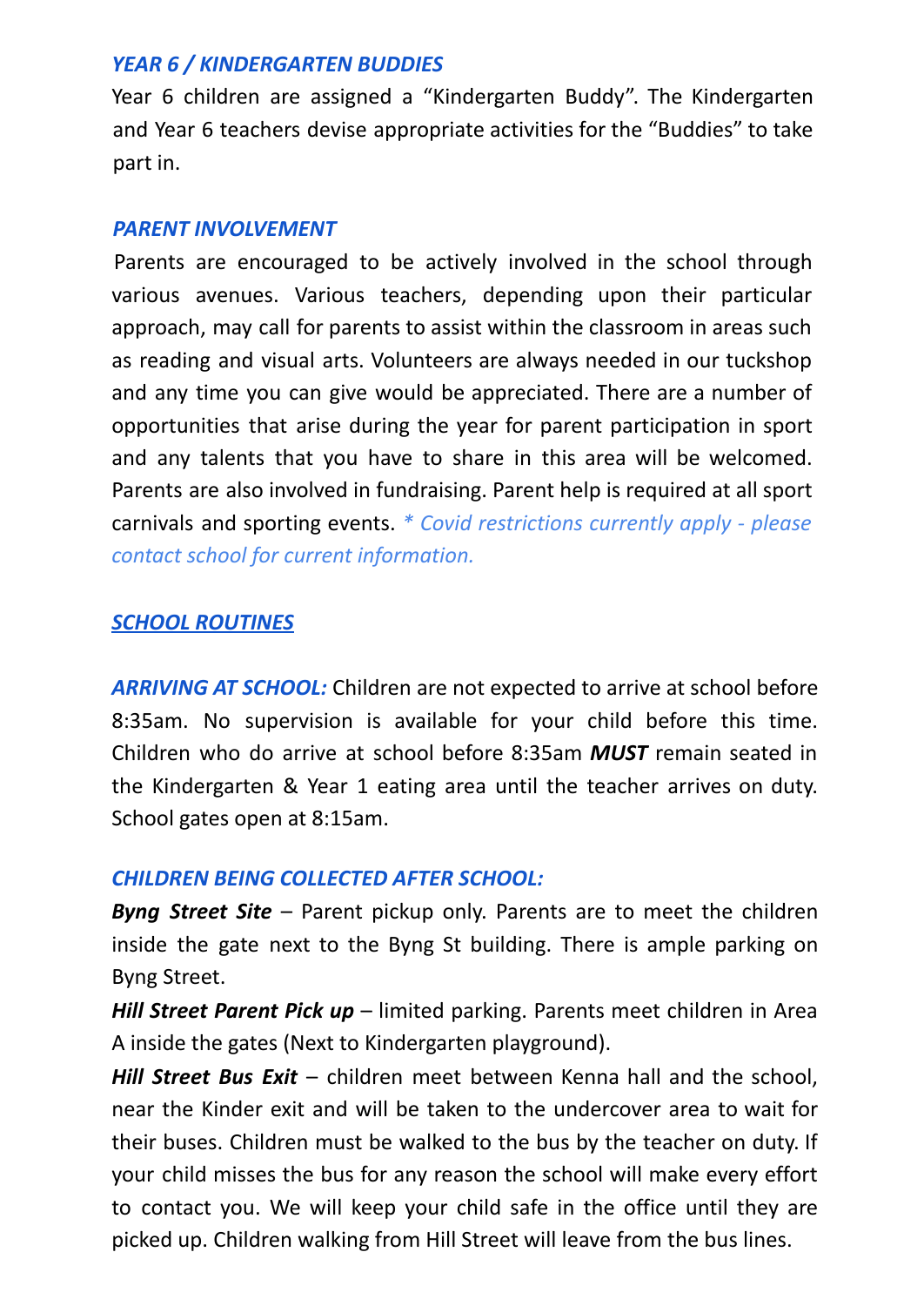### *YEAR 6 / KINDERGARTEN BUDDIES*

Year 6 children are assigned a "Kindergarten Buddy". The Kindergarten and Year 6 teachers devise appropriate activities for the "Buddies" to take part in.

### *PARENT INVOLVEMENT*

Parents are encouraged to be actively involved in the school through various avenues. Various teachers, depending upon their particular approach, may call for parents to assist within the classroom in areas such as reading and visual arts. Volunteers are always needed in our tuckshop and any time you can give would be appreciated. There are a number of opportunities that arise during the year for parent participation in sport and any talents that you have to share in this area will be welcomed. Parents are also involved in fundraising. Parent help is required at all sport carnivals and sporting events. *\* Covid restrictions currently apply - please contact school for current information.*

## *SCHOOL ROUTINES*

***ARRIVING AT SCHOOL:*** Children are not expected to arrive at school before 8:35am. No supervision is available for your child before this time. Children who do arrive at school before 8:35am ***MUST*** remain seated in the Kindergarten & Year 1 eating area until the teacher arrives on duty. School gates open at 8:15am.

### *CHILDREN BEING COLLECTED AFTER SCHOOL:*

***Byng Street Site*** – Parent pickup only. Parents are to meet the children inside the gate next to the Byng St building. There is ample parking on Byng Street.

***Hill Street Parent Pick up*** – limited parking. Parents meet children in Area A inside the gates (Next to Kindergarten playground).

***Hill Street Bus Exit*** – children meet between Kenna hall and the school, near the Kinder exit and will be taken to the undercover area to wait for their buses. Children must be walked to the bus by the teacher on duty. If your child misses the bus for any reason the school will make every effort to contact you. We will keep your child safe in the office until they are picked up. Children walking from Hill Street will leave from the bus lines.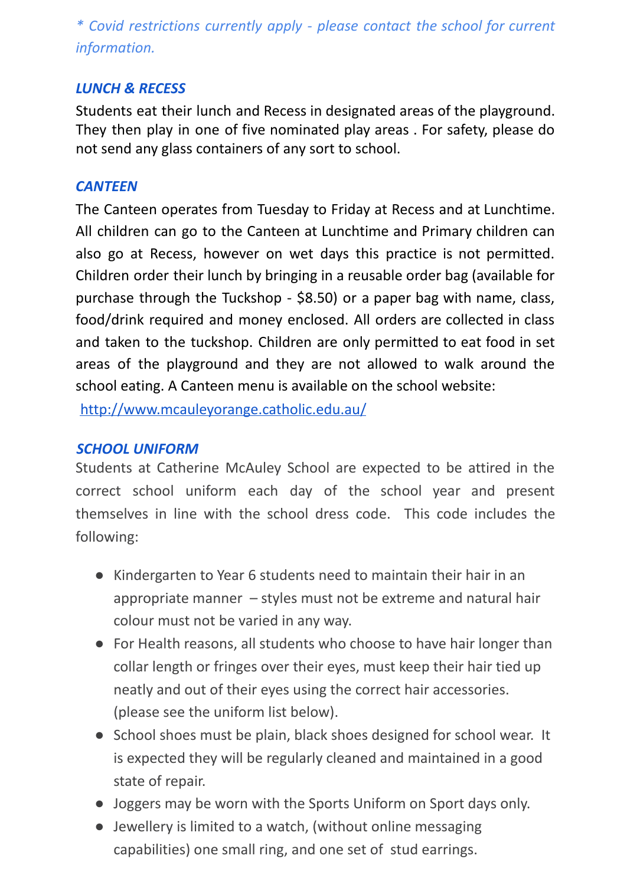*\* Covid restrictions currently apply - please contact the school for current information.*

### *LUNCH & RECESS*

Students eat their lunch and Recess in designated areas of the playground. They then play in one of five nominated play areas . For safety, please do not send any glass containers of any sort to school.

### *CANTEEN*

The Canteen operates from Tuesday to Friday at Recess and at Lunchtime. All children can go to the Canteen at Lunchtime and Primary children can also go at Recess, however on wet days this practice is not permitted. Children order their lunch by bringing in a reusable order bag (available for purchase through the Tuckshop - $8.50) or a paper bag with name, class, food/drink required and money enclosed. All orders are collected in class and taken to the tuckshop. Children are only permitted to eat food in set areas of the playground and they are not allowed to walk around the school eating. A Canteen menu is available on the school website:

http://www.mcauleyorange.catholic.edu.au/

### *SCHOOL UNIFORM*

Students at Catherine McAuley School are expected to be attired in the correct school uniform each day of the school year and present themselves in line with the school dress code. This code includes the following:

- Kindergarten to Year 6 students need to maintain their hair in an appropriate manner – styles must not be extreme and natural hair colour must not be varied in any way.
- For Health reasons, all students who choose to have hair longer than collar length or fringes over their eyes, must keep their hair tied up neatly and out of their eyes using the correct hair accessories. (please see the uniform list below).
- School shoes must be plain, black shoes designed for school wear. It is expected they will be regularly cleaned and maintained in a good state of repair.
- Joggers may be worn with the Sports Uniform on Sport days only.
- Jewellery is limited to a watch, (without online messaging capabilities) one small ring, and one set of stud earrings.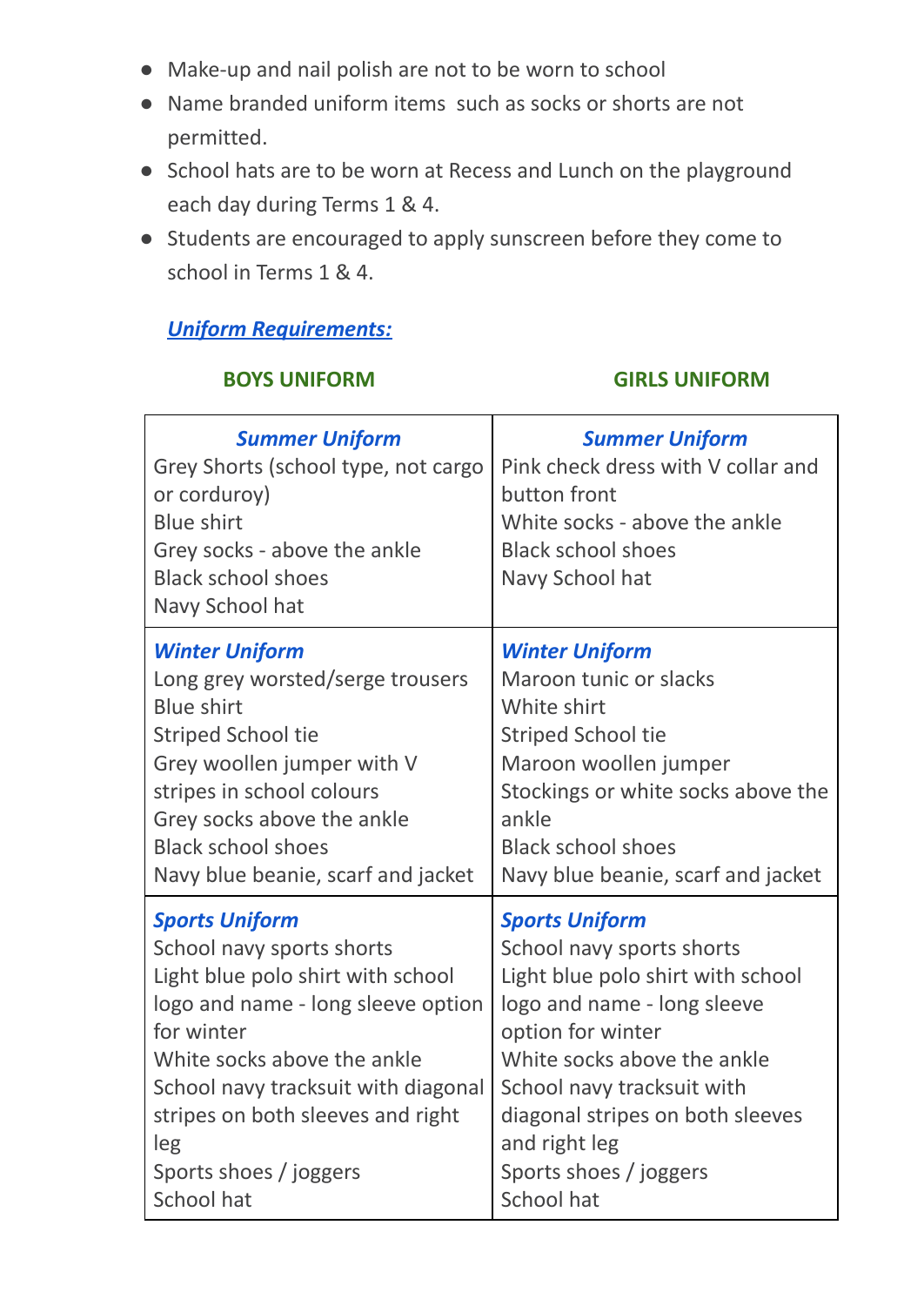- Make-up and nail polish are not to be worn to school
- Name branded uniform items such as socks or shorts are not permitted.
- School hats are to be worn at Recess and Lunch on the playground each day during Terms 1 & 4.
- Students are encouraged to apply sunscreen before they come to school in Terms 1 & 4.

***Uniform Requirements:***

| **BOYS UNIFORM** | **GIRLS UNIFORM** |
| --- | --- |
| ***Summer Uniform***<br>Grey Shorts (school type, not cargo or corduroy)<br>Blue shirt<br>Grey socks - above the ankle<br>Black school shoes<br>Navy School hat | ***Summer Uniform***<br>Pink check dress with V collar and button front<br>White socks - above the ankle<br>Black school shoes<br>Navy School hat |
| ***Winter Uniform***<br>Long grey worsted/serge trousers<br>Blue shirt<br>Striped School tie<br>Grey woollen jumper with V stripes in school colours<br>Grey socks above the ankle<br>Black school shoes<br>Navy blue beanie, scarf and jacket | ***Winter Uniform***<br>Maroon tunic or slacks<br>White shirt<br>Striped School tie<br>Maroon woollen jumper<br>Stockings or white socks above the ankle<br>Black school shoes<br>Navy blue beanie, scarf and jacket |
| ***Sports Uniform***<br>School navy sports shorts<br>Light blue polo shirt with school logo and name - long sleeve option for winter<br>White socks above the ankle<br>School navy tracksuit with diagonal stripes on both sleeves and right leg<br>Sports shoes / joggers<br>School hat | ***Sports Uniform***<br>School navy sports shorts<br>Light blue polo shirt with school logo and name - long sleeve option for winter<br>White socks above the ankle<br>School navy tracksuit with diagonal stripes on both sleeves and right leg<br>Sports shoes / joggers<br>School hat |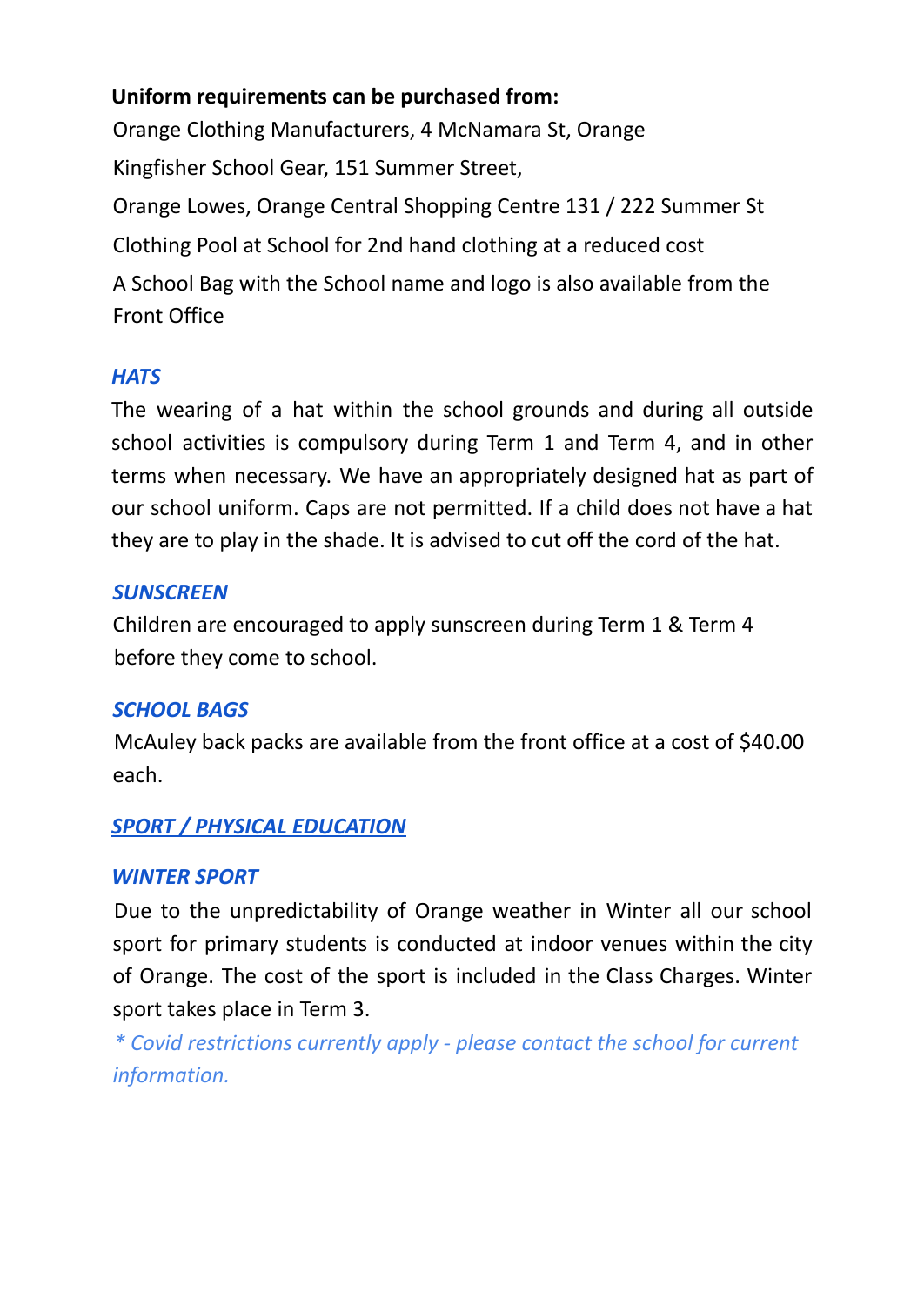**Uniform requirements can be purchased from:**

Orange Clothing Manufacturers, 4 McNamara St, Orange

Kingfisher School Gear, 151 Summer Street,

Orange Lowes, Orange Central Shopping Centre 131 / 222 Summer St

Clothing Pool at School for 2nd hand clothing at a reduced cost

A School Bag with the School name and logo is also available from the Front Office

### *HATS*

The wearing of a hat within the school grounds and during all outside school activities is compulsory during Term 1 and Term 4, and in other terms when necessary. We have an appropriately designed hat as part of our school uniform. Caps are not permitted. If a child does not have a hat they are to play in the shade. It is advised to cut off the cord of the hat.

### *SUNSCREEN*

Children are encouraged to apply sunscreen during Term 1 & Term 4 before they come to school.

### *SCHOOL BAGS*

McAuley back packs are available from the front office at a cost of $40.00 each.

## *SPORT / PHYSICAL EDUCATION*

### *WINTER SPORT*

Due to the unpredictability of Orange weather in Winter all our school sport for primary students is conducted at indoor venues within the city of Orange. The cost of the sport is included in the Class Charges. Winter sport takes place in Term 3.

*\* Covid restrictions currently apply - please contact the school for current information.*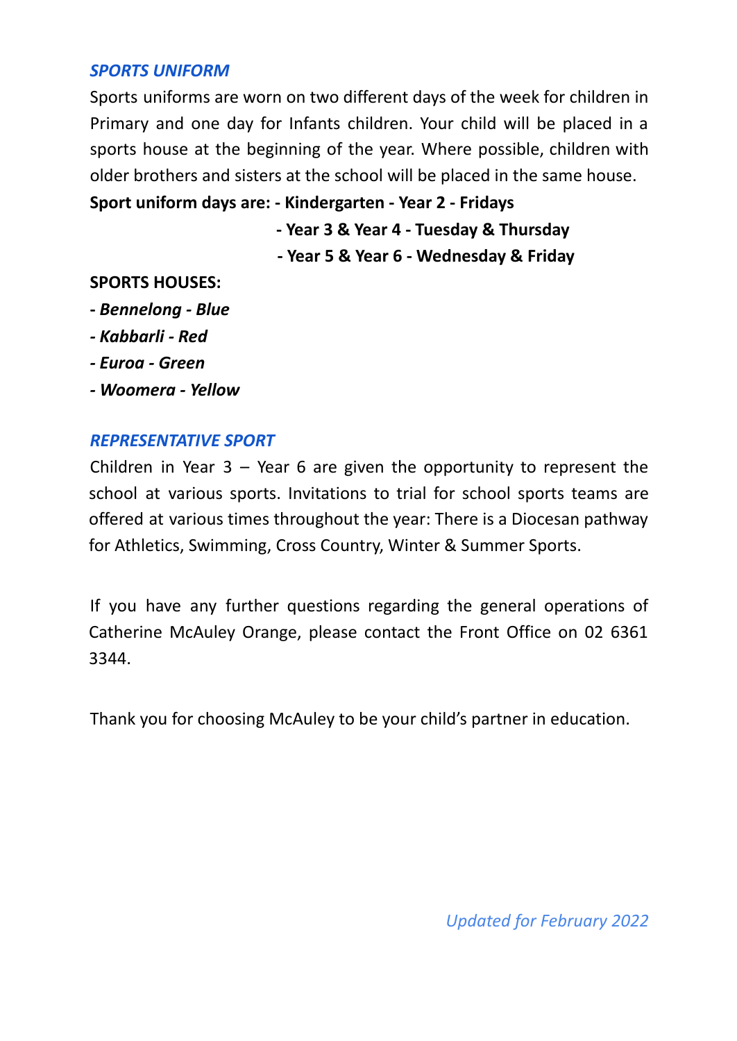### *SPORTS UNIFORM*

Sports uniforms are worn on two different days of the week for children in Primary and one day for Infants children. Your child will be placed in a sports house at the beginning of the year. Where possible, children with older brothers and sisters at the school will be placed in the same house.

**Sport uniform days are: - Kindergarten - Year 2 - Fridays**

**- Year 3 & Year 4 - Tuesday & Thursday**

**- Year 5 & Year 6 - Wednesday & Friday**

**SPORTS HOUSES:**

***- Bennelong - Blue***

***- Kabbarli - Red***

***- Euroa - Green***

***- Woomera - Yellow***

### *REPRESENTATIVE SPORT*

Children in Year 3 – Year 6 are given the opportunity to represent the school at various sports. Invitations to trial for school sports teams are offered at various times throughout the year: There is a Diocesan pathway for Athletics, Swimming, Cross Country, Winter & Summer Sports.

If you have any further questions regarding the general operations of Catherine McAuley Orange, please contact the Front Office on 02 6361 3344.

Thank you for choosing McAuley to be your child's partner in education.

*Updated for February 2022*